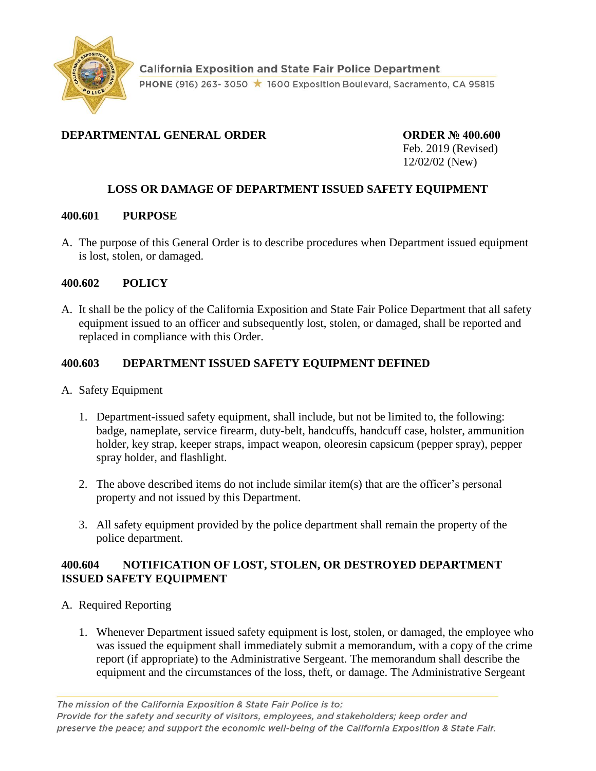California Exposition and State Fair Police Department

PHONE (916) 263- 3050 ★ 1600 Exposition Boulevard, Sacramento, CA 95815

**DEPARTMENTAL GENERAL ORDER**

**ORDER № 400.600**
Feb. 2019 (Revised)
12/02/02 (New)

## LOSS OR DAMAGE OF DEPARTMENT ISSUED SAFETY EQUIPMENT

### 400.601 PURPOSE

A. The purpose of this General Order is to describe procedures when Department issued equipment is lost, stolen, or damaged.

### 400.602 POLICY

A. It shall be the policy of the California Exposition and State Fair Police Department that all safety equipment issued to an officer and subsequently lost, stolen, or damaged, shall be reported and replaced in compliance with this Order.

### 400.603 DEPARTMENT ISSUED SAFETY EQUIPMENT DEFINED

A. Safety Equipment

1. Department-issued safety equipment, shall include, but not be limited to, the following: badge, nameplate, service firearm, duty-belt, handcuffs, handcuff case, holster, ammunition holder, key strap, keeper straps, impact weapon, oleoresin capsicum (pepper spray), pepper spray holder, and flashlight.

2. The above described items do not include similar item(s) that are the officer's personal property and not issued by this Department.

3. All safety equipment provided by the police department shall remain the property of the police department.

### 400.604 NOTIFICATION OF LOST, STOLEN, OR DESTROYED DEPARTMENT ISSUED SAFETY EQUIPMENT

A. Required Reporting

1. Whenever Department issued safety equipment is lost, stolen, or damaged, the employee who was issued the equipment shall immediately submit a memorandum, with a copy of the crime report (if appropriate) to the Administrative Sergeant. The memorandum shall describe the equipment and the circumstances of the loss, theft, or damage. The Administrative Sergeant

*The mission of the California Exposition & State Fair Police is to:*
*Provide for the safety and security of visitors, employees, and stakeholders; keep order and preserve the peace; and support the economic well-being of the California Exposition & State Fair.*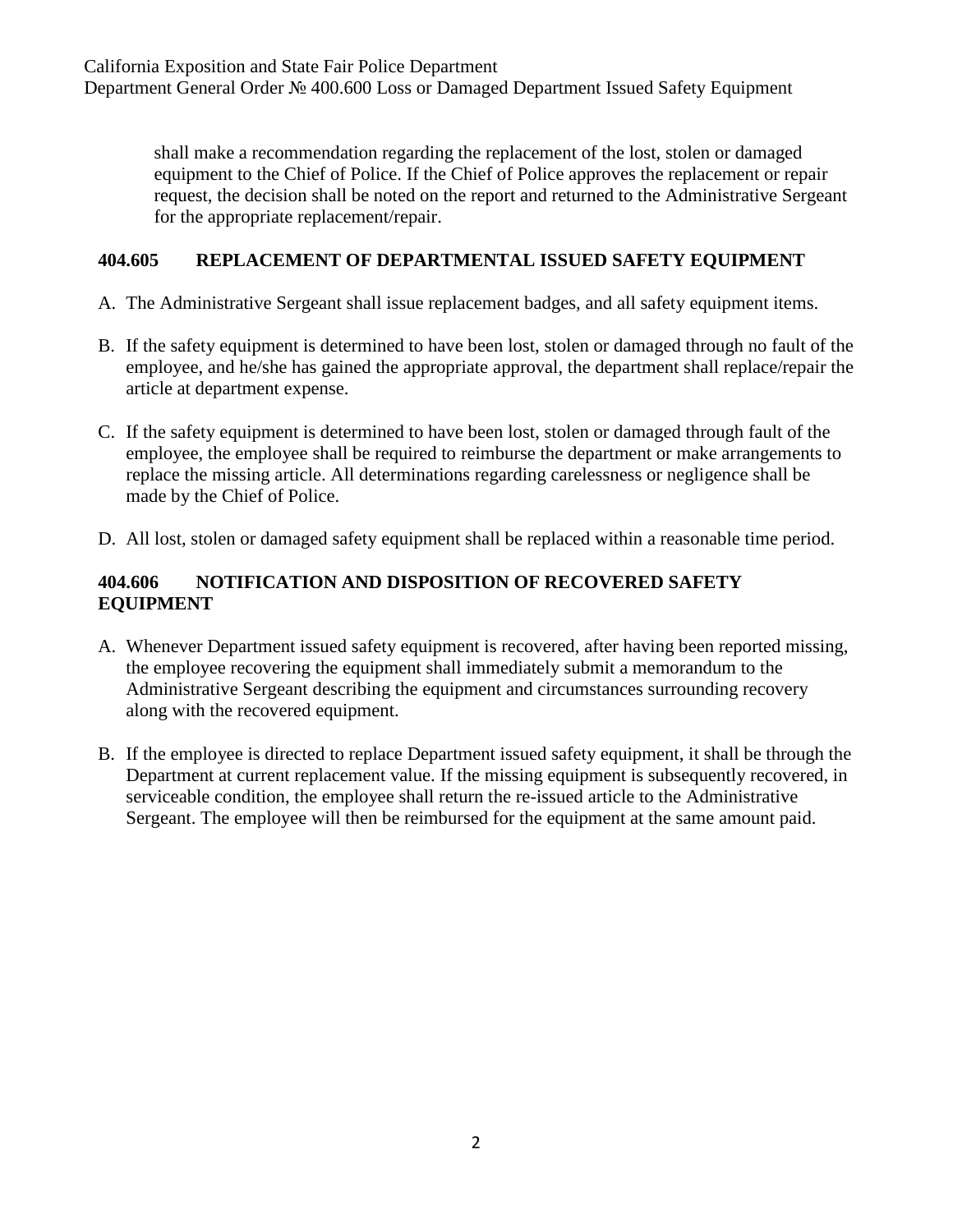shall make a recommendation regarding the replacement of the lost, stolen or damaged equipment to the Chief of Police. If the Chief of Police approves the replacement or repair request, the decision shall be noted on the report and returned to the Administrative Sergeant for the appropriate replacement/repair.

## 404.605 REPLACEMENT OF DEPARTMENTAL ISSUED SAFETY EQUIPMENT

A. The Administrative Sergeant shall issue replacement badges, and all safety equipment items.

B. If the safety equipment is determined to have been lost, stolen or damaged through no fault of the employee, and he/she has gained the appropriate approval, the department shall replace/repair the article at department expense.

C. If the safety equipment is determined to have been lost, stolen or damaged through fault of the employee, the employee shall be required to reimburse the department or make arrangements to replace the missing article. All determinations regarding carelessness or negligence shall be made by the Chief of Police.

D. All lost, stolen or damaged safety equipment shall be replaced within a reasonable time period.

## 404.606 NOTIFICATION AND DISPOSITION OF RECOVERED SAFETY EQUIPMENT

A. Whenever Department issued safety equipment is recovered, after having been reported missing, the employee recovering the equipment shall immediately submit a memorandum to the Administrative Sergeant describing the equipment and circumstances surrounding recovery along with the recovered equipment.

B. If the employee is directed to replace Department issued safety equipment, it shall be through the Department at current replacement value. If the missing equipment is subsequently recovered, in serviceable condition, the employee shall return the re-issued article to the Administrative Sergeant. The employee will then be reimbursed for the equipment at the same amount paid.